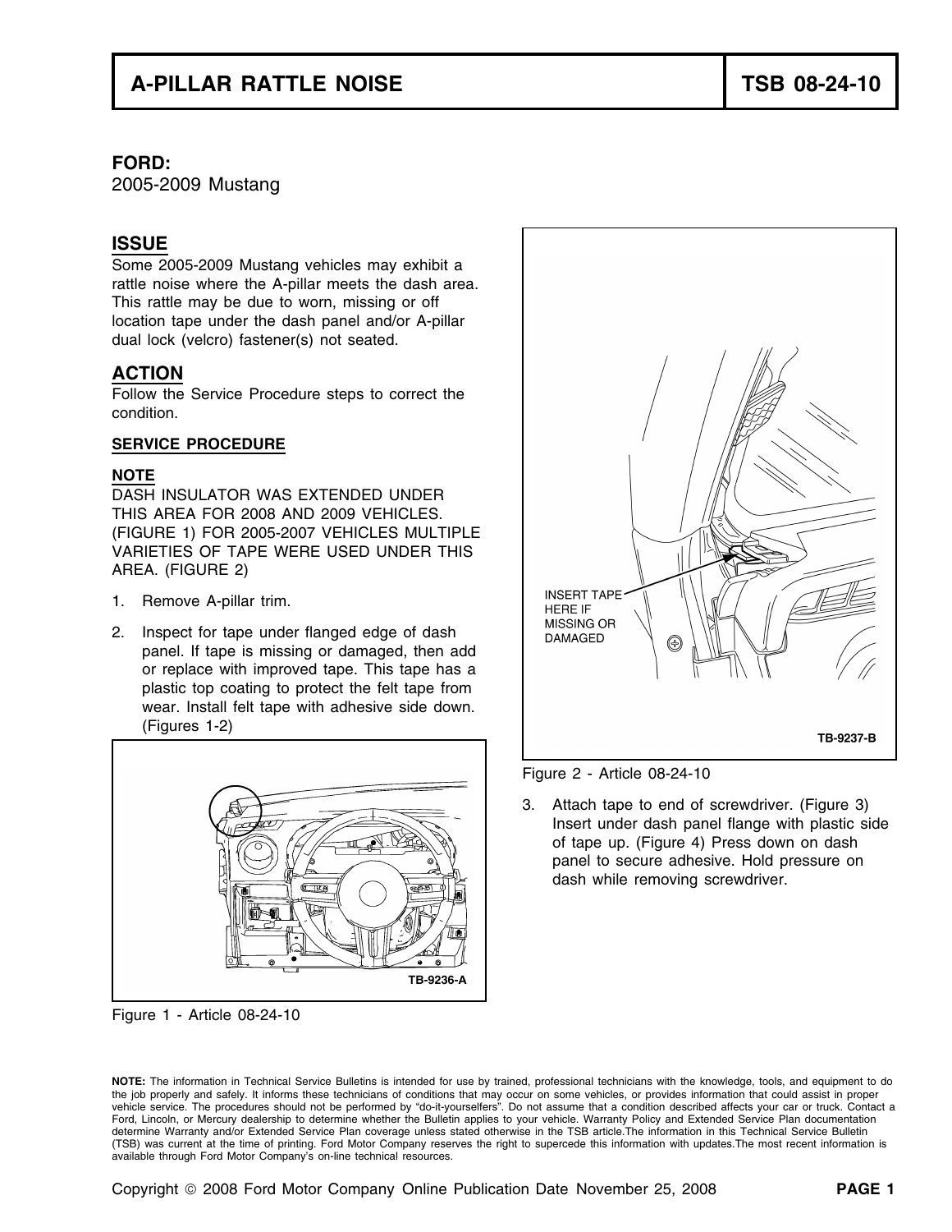# A-PILLAR RATTLE NOISE

# TSB 08-24-10

**FORD:**
2005-2009 Mustang

## ISSUE

Some 2005-2009 Mustang vehicles may exhibit a rattle noise where the A-pillar meets the dash area. This rattle may be due to worn, missing or off location tape under the dash panel and/or A-pillar dual lock (velcro) fastener(s) not seated.

## ACTION

Follow the Service Procedure steps to correct the condition.

### SERVICE PROCEDURE

**NOTE**
DASH INSULATOR WAS EXTENDED UNDER THIS AREA FOR 2008 AND 2009 VEHICLES. (FIGURE 1) FOR 2005-2007 VEHICLES MULTIPLE VARIETIES OF TAPE WERE USED UNDER THIS AREA. (FIGURE 2)

1. Remove A-pillar trim.
2. Inspect for tape under flanged edge of dash panel. If tape is missing or damaged, then add or replace with improved tape. This tape has a plastic top coating to protect the felt tape from wear. Install felt tape with adhesive side down. (Figures 1-2)

TB-9236-A

Figure 1 - Article 08-24-10

INSERT TAPE HERE IF MISSING OR DAMAGED

TB-9237-B

Figure 2 - Article 08-24-10

3. Attach tape to end of screwdriver. (Figure 3) Insert under dash panel flange with plastic side of tape up. (Figure 4) Press down on dash panel to secure adhesive. Hold pressure on dash while removing screwdriver.

**NOTE:** The information in Technical Service Bulletins is intended for use by trained, professional technicians with the knowledge, tools, and equipment to do the job properly and safely. It informs these technicians of conditions that may occur on some vehicles, or provides information that could assist in proper vehicle service. The procedures should not be performed by "do-it-yourselfers". Do not assume that a condition described affects your car or truck. Contact a Ford, Lincoln, or Mercury dealership to determine whether the Bulletin applies to your vehicle. Warranty Policy and Extended Service Plan documentation determine Warranty and/or Extended Service Plan coverage unless stated otherwise in the TSB article.The information in this Technical Service Bulletin (TSB) was current at the time of printing. Ford Motor Company reserves the right to supercede this information with updates.The most recent information is available through Ford Motor Company's on-line technical resources.

Copyright © 2008 Ford Motor Company Online Publication Date November 25, 2008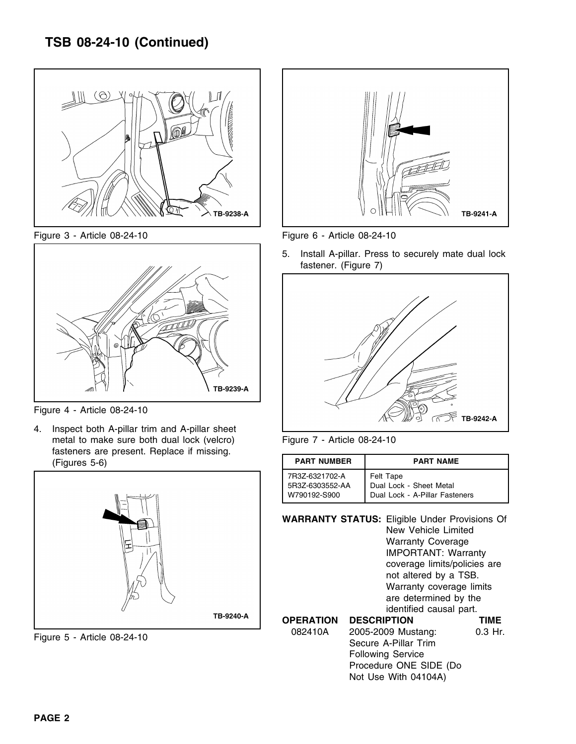# TSB 08-24-10 (Continued)

TB-9238-A

Figure 3 - Article 08-24-10

TB-9239-A

Figure 4 - Article 08-24-10

4. Inspect both A-pillar trim and A-pillar sheet metal to make sure both dual lock (velcro) fasteners are present. Replace if missing. (Figures 5-6)

TB-9240-A

Figure 5 - Article 08-24-10

TB-9241-A

Figure 6 - Article 08-24-10

5. Install A-pillar. Press to securely mate dual lock fastener. (Figure 7)

TB-9242-A

Figure 7 - Article 08-24-10

| PART NUMBER | PART NAME |
|---|---|
| 7R3Z-6321702-A | Felt Tape |
| 5R3Z-6303552-AA | Dual Lock - Sheet Metal |
| W790192-S900 | Dual Lock - A-Pillar Fasteners |

**WARRANTY STATUS:** Eligible Under Provisions Of New Vehicle Limited Warranty Coverage IMPORTANT: Warranty coverage limits/policies are not altered by a TSB. Warranty coverage limits are determined by the identified causal part.

| OPERATION | DESCRIPTION | TIME |
|---|---|---|
| 082410A | 2005-2009 Mustang: Secure A-Pillar Trim Following Service Procedure ONE SIDE (Do Not Use With 04104A) | 0.3 Hr. |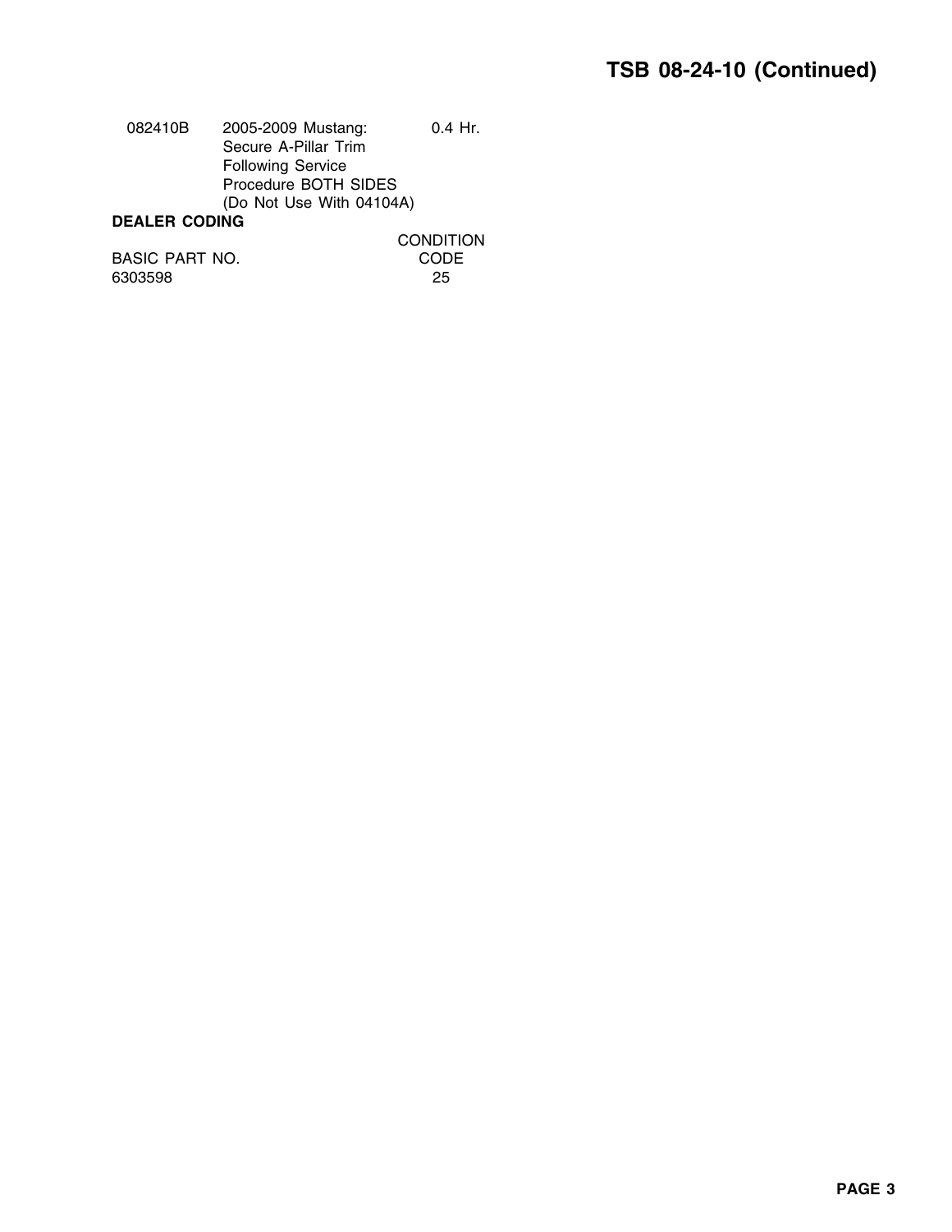| | | |
|---|---|---|
| 082410B | 2005-2009 Mustang: Secure A-Pillar Trim Following Service Procedure BOTH SIDES (Do Not Use With 04104A) | 0.4 Hr. |

**DEALER CODING**

| BASIC PART NO. | CONDITION CODE |
|---|---|
| 6303598 | 25 |